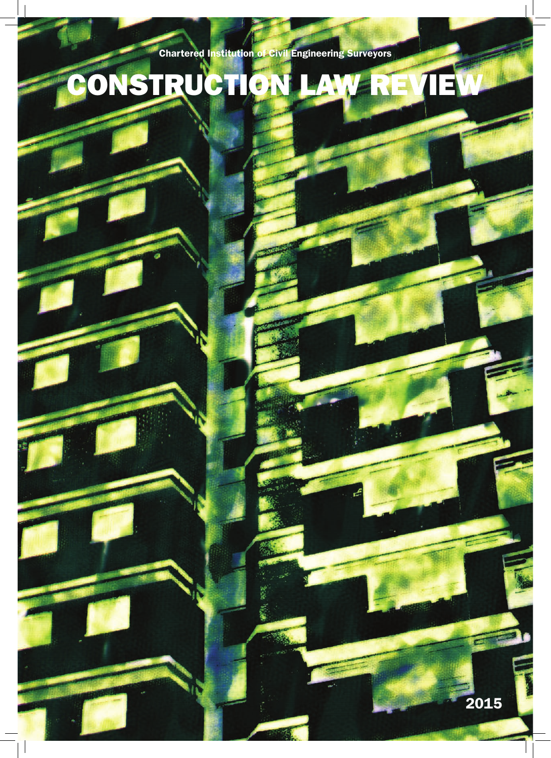Chartered Institution of Civil Engineering Surveyors

# CONSTRUCTION LAW REVIEW

2015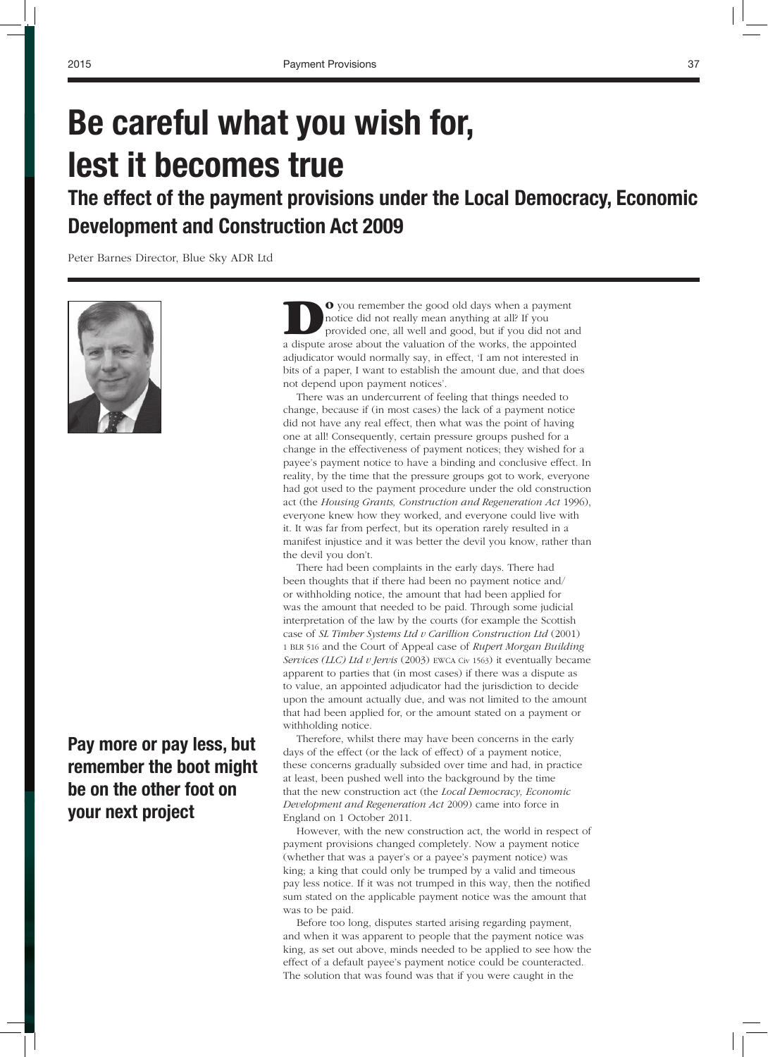# Be careful what you wish for, lest it becomes true

## The effect of the payment provisions under the Local Democracy, Economic Development and Construction Act 2009

Peter Barnes Director, Blue Sky ADR Ltd

**Pay more or pay less, but remember the boot might be on the other foot on your next project**

Do you remember the good old days when a payment notice did not really mean anything at all? If you provided one, all well and good, but if you did not and a dispute arose about the valuation of the works, the appointed adjudicator would normally say, in effect, 'I am not interested in bits of a paper, I want to establish the amount due, and that does not depend upon payment notices'.

There was an undercurrent of feeling that things needed to change, because if (in most cases) the lack of a payment notice did not have any real effect, then what was the point of having one at all! Consequently, certain pressure groups pushed for a change in the effectiveness of payment notices; they wished for a payee's payment notice to have a binding and conclusive effect. In reality, by the time that the pressure groups got to work, everyone had got used to the payment procedure under the old construction act (the *Housing Grants, Construction and Regeneration Act* 1996), everyone knew how they worked, and everyone could live with it. It was far from perfect, but its operation rarely resulted in a manifest injustice and it was better the devil you know, rather than the devil you don't.

There had been complaints in the early days. There had been thoughts that if there had been no payment notice and/or withholding notice, the amount that had been applied for was the amount that needed to be paid. Through some judicial interpretation of the law by the courts (for example the Scottish case of *SL Timber Systems Ltd v Carillion Construction Ltd* (2001) 1 BLR 516 and the Court of Appeal case of *Rupert Morgan Building Services (LLC) Ltd v Jervis* (2003) EWCA Civ 1563) it eventually became apparent to parties that (in most cases) if there was a dispute as to value, an appointed adjudicator had the jurisdiction to decide upon the amount actually due, and was not limited to the amount that had been applied for, or the amount stated on a payment or withholding notice.

Therefore, whilst there may have been concerns in the early days of the effect (or the lack of effect) of a payment notice, these concerns gradually subsided over time and had, in practice at least, been pushed well into the background by the time that the new construction act (the *Local Democracy, Economic Development and Regeneration Act* 2009) came into force in England on 1 October 2011.

However, with the new construction act, the world in respect of payment provisions changed completely. Now a payment notice (whether that was a payer's or a payee's payment notice) was king; a king that could only be trumped by a valid and timeous pay less notice. If it was not trumped in this way, then the notified sum stated on the applicable payment notice was the amount that was to be paid.

Before too long, disputes started arising regarding payment, and when it was apparent to people that the payment notice was king, as set out above, minds needed to be applied to see how the effect of a default payee's payment notice could be counteracted. The solution that was found was that if you were caught in the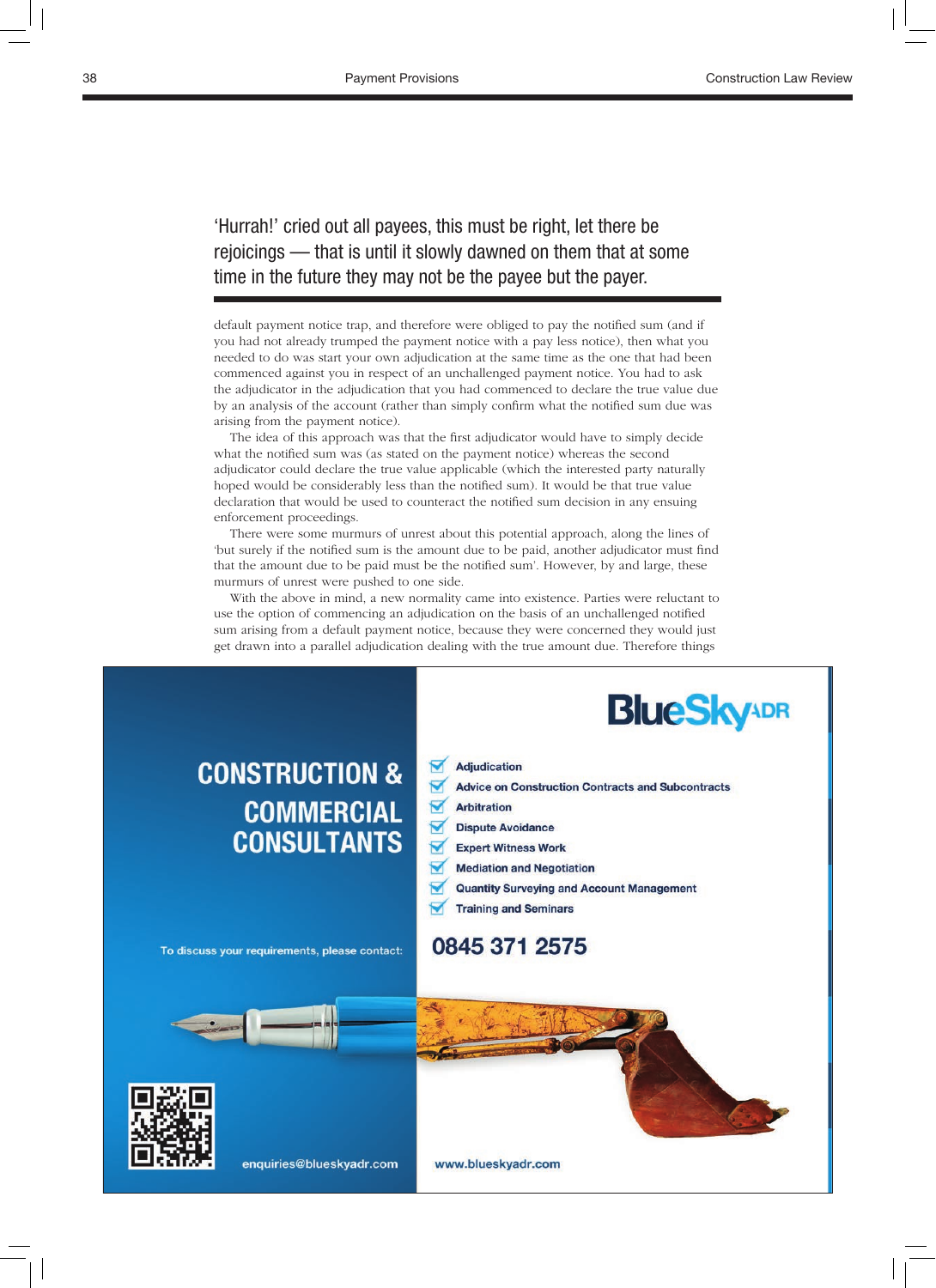'Hurrah!' cried out all payees, this must be right, let there be rejoicings — that is until it slowly dawned on them that at some time in the future they may not be the payee but the payer.

default payment notice trap, and therefore were obliged to pay the notified sum (and if you had not already trumped the payment notice with a pay less notice), then what you needed to do was start your own adjudication at the same time as the one that had been commenced against you in respect of an unchallenged payment notice. You had to ask the adjudicator in the adjudication that you had commenced to declare the true value due by an analysis of the account (rather than simply confirm what the notified sum due was arising from the payment notice).

The idea of this approach was that the first adjudicator would have to simply decide what the notified sum was (as stated on the payment notice) whereas the second adjudicator could declare the true value applicable (which the interested party naturally hoped would be considerably less than the notified sum). It would be that true value declaration that would be used to counteract the notified sum decision in any ensuing enforcement proceedings.

There were some murmurs of unrest about this potential approach, along the lines of 'but surely if the notified sum is the amount due to be paid, another adjudicator must find that the amount due to be paid must be the notified sum'. However, by and large, these murmurs of unrest were pushed to one side.

With the above in mind, a new normality came into existence. Parties were reluctant to use the option of commencing an adjudication on the basis of an unchallenged notified sum arising from a default payment notice, because they were concerned they would just get drawn into a parallel adjudication dealing with the true amount due. Therefore things

**CONSTRUCTION & COMMERCIAL CONSULTANTS**

**BlueSky ADR**

- Adjudication
- Advice on Construction Contracts and Subcontracts
- Arbitration
- Dispute Avoidance
- Expert Witness Work
- Mediation and Negotiation
- Quantity Surveying and Account Management
- Training and Seminars

To discuss your requirements, please contact: **0845 371 2575**

enquiries@blueskyadr.com

www.blueskyadr.com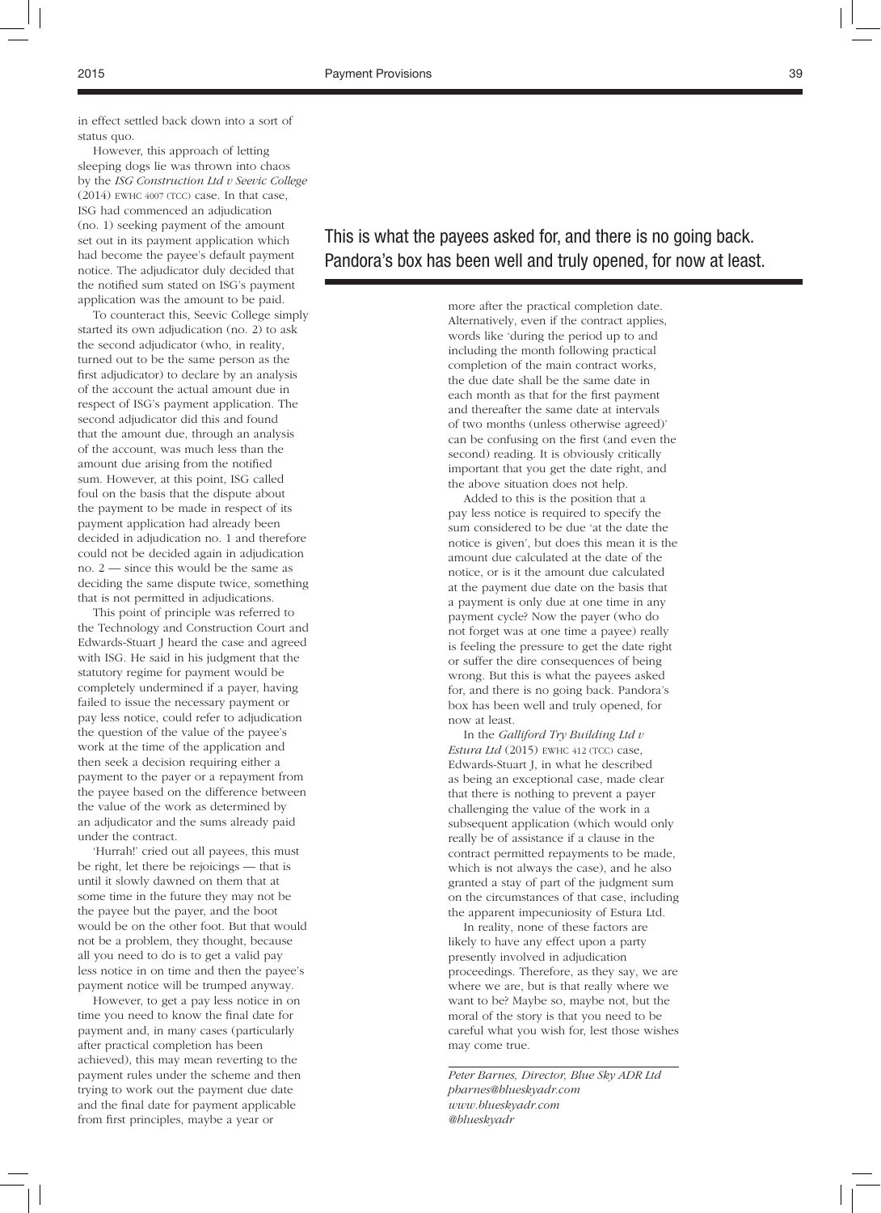in effect settled back down into a sort of status quo.

However, this approach of letting sleeping dogs lie was thrown into chaos by the *ISG Construction Ltd v Seevic College* (2014) EWHC 4007 (TCC) case. In that case, ISG had commenced an adjudication (no. 1) seeking payment of the amount set out in its payment application which had become the payee's default payment notice. The adjudicator duly decided that the notified sum stated on ISG's payment application was the amount to be paid.

To counteract this, Seevic College simply started its own adjudication (no. 2) to ask the second adjudicator (who, in reality, turned out to be the same person as the first adjudicator) to declare by an analysis of the account the actual amount due in respect of ISG's payment application. The second adjudicator did this and found that the amount due, through an analysis of the account, was much less than the amount due arising from the notified sum. However, at this point, ISG called foul on the basis that the dispute about the payment to be made in respect of its payment application had already been decided in adjudication no. 1 and therefore could not be decided again in adjudication no. 2 — since this would be the same as deciding the same dispute twice, something that is not permitted in adjudications.

This point of principle was referred to the Technology and Construction Court and Edwards-Stuart J heard the case and agreed with ISG. He said in his judgment that the statutory regime for payment would be completely undermined if a payer, having failed to issue the necessary payment or pay less notice, could refer to adjudication the question of the value of the payee's work at the time of the application and then seek a decision requiring either a payment to the payer or a repayment from the payee based on the difference between the value of the work as determined by an adjudicator and the sums already paid under the contract.

'Hurrah!' cried out all payees, this must be right, let there be rejoicings — that is until it slowly dawned on them that at some time in the future they may not be the payee but the payer, and the boot would be on the other foot. But that would not be a problem, they thought, because all you need to do is to get a valid pay less notice in on time and then the payee's payment notice will be trumped anyway.

However, to get a pay less notice in on time you need to know the final date for payment and, in many cases (particularly after practical completion has been achieved), this may mean reverting to the payment rules under the scheme and then trying to work out the payment due date and the final date for payment applicable from first principles, maybe a year or more after the practical completion date. Alternatively, even if the contract applies, words like 'during the period up to and including the month following practical completion of the main contract works, the due date shall be the same date in each month as that for the first payment and thereafter the same date at intervals of two months (unless otherwise agreed)' can be confusing on the first (and even the second) reading. It is obviously critically important that you get the date right, and the above situation does not help.

Added to this is the position that a pay less notice is required to specify the sum considered to be due 'at the date the notice is given', but does this mean it is the amount due calculated at the date of the notice, or is it the amount due calculated at the payment due date on the basis that a payment is only due at one time in any payment cycle? Now the payer (who do not forget was at one time a payee) really is feeling the pressure to get the date right or suffer the dire consequences of being wrong. But this is what the payees asked for, and there is no going back. Pandora's box has been well and truly opened, for now at least.

> This is what the payees asked for, and there is no going back. Pandora's box has been well and truly opened, for now at least.

In the *Galliford Try Building Ltd v Estura Ltd* (2015) EWHC 412 (TCC) case, Edwards-Stuart J, in what he described as being an exceptional case, made clear that there is nothing to prevent a payer challenging the value of the work in a subsequent application (which would only really be of assistance if a clause in the contract permitted repayments to be made, which is not always the case), and he also granted a stay of part of the judgment sum on the circumstances of that case, including the apparent impecuniosity of Estura Ltd.

In reality, none of these factors are likely to have any effect upon a party presently involved in adjudication proceedings. Therefore, as they say, we are where we are, but is that really where we want to be? Maybe so, maybe not, but the moral of the story is that you need to be careful what you wish for, lest those wishes may come true.

*Peter Barnes, Director, Blue Sky ADR Ltd*
*pbarnes@blueskyadr.com*
*www.blueskyadr.com*
*@blueskyadr*